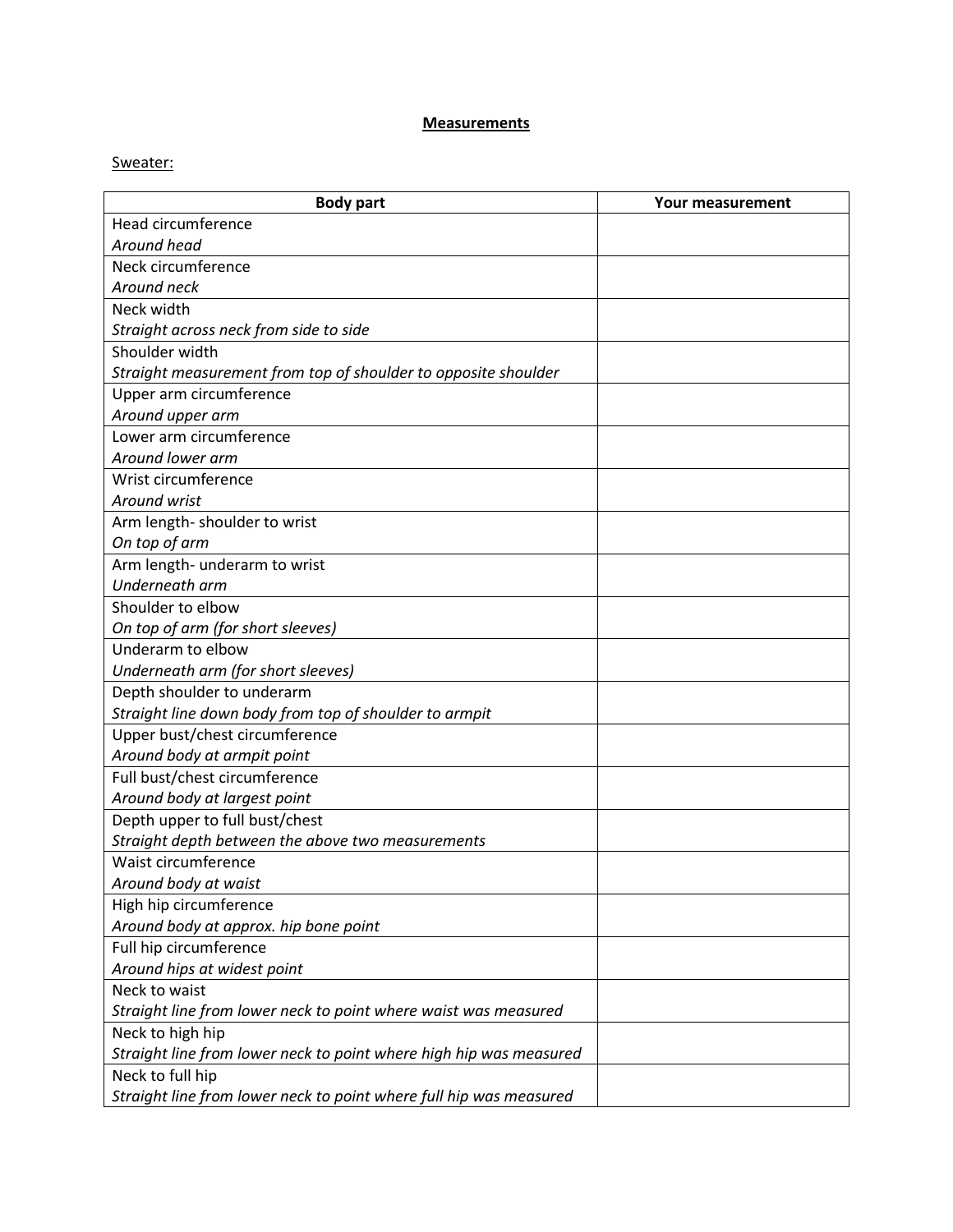<u>**Measurements**</u>

<u>Sweater:</u>

| **Body part** | **Your measurement** |
|---|---|
| Head circumference<br>*Around head* | |
| Neck circumference<br>*Around neck* | |
| Neck width<br>*Straight across neck from side to side* | |
| Shoulder width<br>*Straight measurement from top of shoulder to opposite shoulder* | |
| Upper arm circumference<br>*Around upper arm* | |
| Lower arm circumference<br>*Around lower arm* | |
| Wrist circumference<br>*Around wrist* | |
| Arm length- shoulder to wrist<br>*On top of arm* | |
| Arm length- underarm to wrist<br>*Underneath arm* | |
| Shoulder to elbow<br>*On top of arm (for short sleeves)* | |
| Underarm to elbow<br>*Underneath arm (for short sleeves)* | |
| Depth shoulder to underarm<br>*Straight line down body from top of shoulder to armpit* | |
| Upper bust/chest circumference<br>*Around body at armpit point* | |
| Full bust/chest circumference<br>*Around body at largest point* | |
| Depth upper to full bust/chest<br>*Straight depth between the above two measurements* | |
| Waist circumference<br>*Around body at waist* | |
| High hip circumference<br>*Around body at approx. hip bone point* | |
| Full hip circumference<br>*Around hips at widest point* | |
| Neck to waist<br>*Straight line from lower neck to point where waist was measured* | |
| Neck to high hip<br>*Straight line from lower neck to point where high hip was measured* | |
| Neck to full hip<br>*Straight line from lower neck to point where full hip was measured* | |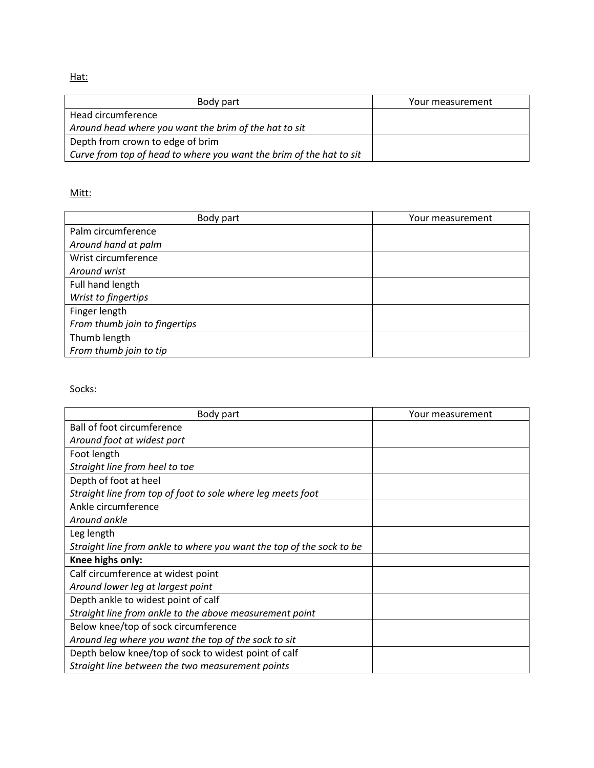Hat:

| Body part | Your measurement |
| --- | --- |
| Head circumference<br>*Around head where you want the brim of the hat to sit* | |
| Depth from crown to edge of brim<br>*Curve from top of head to where you want the brim of the hat to sit* | |

Mitt:

| Body part | Your measurement |
| --- | --- |
| Palm circumference<br>*Around hand at palm* | |
| Wrist circumference<br>*Around wrist* | |
| Full hand length<br>*Wrist to fingertips* | |
| Finger length<br>*From thumb join to fingertips* | |
| Thumb length<br>*From thumb join to tip* | |

Socks:

| Body part | Your measurement |
| --- | --- |
| Ball of foot circumference<br>*Around foot at widest part* | |
| Foot length<br>*Straight line from heel to toe* | |
| Depth of foot at heel<br>*Straight line from top of foot to sole where leg meets foot* | |
| Ankle circumference<br>*Around ankle* | |
| Leg length<br>*Straight line from ankle to where you want the top of the sock to be* | |
| **Knee highs only:** | |
| Calf circumference at widest point<br>*Around lower leg at largest point* | |
| Depth ankle to widest point of calf<br>*Straight line from ankle to the above measurement point* | |
| Below knee/top of sock circumference<br>*Around leg where you want the top of the sock to sit* | |
| Depth below knee/top of sock to widest point of calf<br>*Straight line between the two measurement points* | |